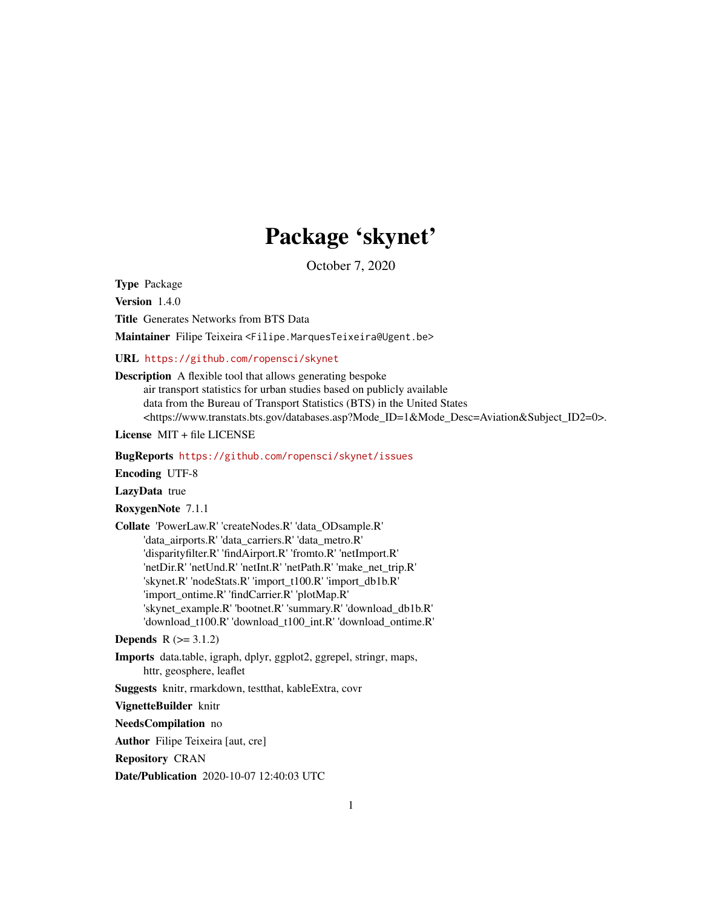# Package 'skynet'

October 7, 2020

**Type** Package

**Version** 1.4.0

**Title** Generates Networks from BTS Data

**Maintainer** Filipe Teixeira <Filipe.MarquesTeixeira@Ugent.be>

**URL** https://github.com/ropensci/skynet

**Description** A flexible tool that allows generating bespoke air transport statistics for urban studies based on publicly available data from the Bureau of Transport Statistics (BTS) in the United States <https://www.transtats.bts.gov/databases.asp?Mode_ID=1&Mode_Desc=Aviation&Subject_ID2=0>.

**License** MIT + file LICENSE

**BugReports** https://github.com/ropensci/skynet/issues

**Encoding** UTF-8

**LazyData** true

**RoxygenNote** 7.1.1

**Collate** 'PowerLaw.R' 'createNodes.R' 'data_ODsample.R' 'data_airports.R' 'data_carriers.R' 'data_metro.R' 'disparityfilter.R' 'findAirport.R' 'fromto.R' 'netImport.R' 'netDir.R' 'netUnd.R' 'netInt.R' 'netPath.R' 'make_net_trip.R' 'skynet.R' 'nodeStats.R' 'import_t100.R' 'import_db1b.R' 'import_ontime.R' 'findCarrier.R' 'plotMap.R' 'skynet_example.R' 'bootnet.R' 'summary.R' 'download_db1b.R' 'download_t100.R' 'download_t100_int.R' 'download_ontime.R'

**Depends** R (>= 3.1.2)

**Imports** data.table, igraph, dplyr, ggplot2, ggrepel, stringr, maps, httr, geosphere, leaflet

**Suggests** knitr, rmarkdown, testthat, kableExtra, covr

**VignetteBuilder** knitr

**NeedsCompilation** no

**Author** Filipe Teixeira [aut, cre]

**Repository** CRAN

**Date/Publication** 2020-10-07 12:40:03 UTC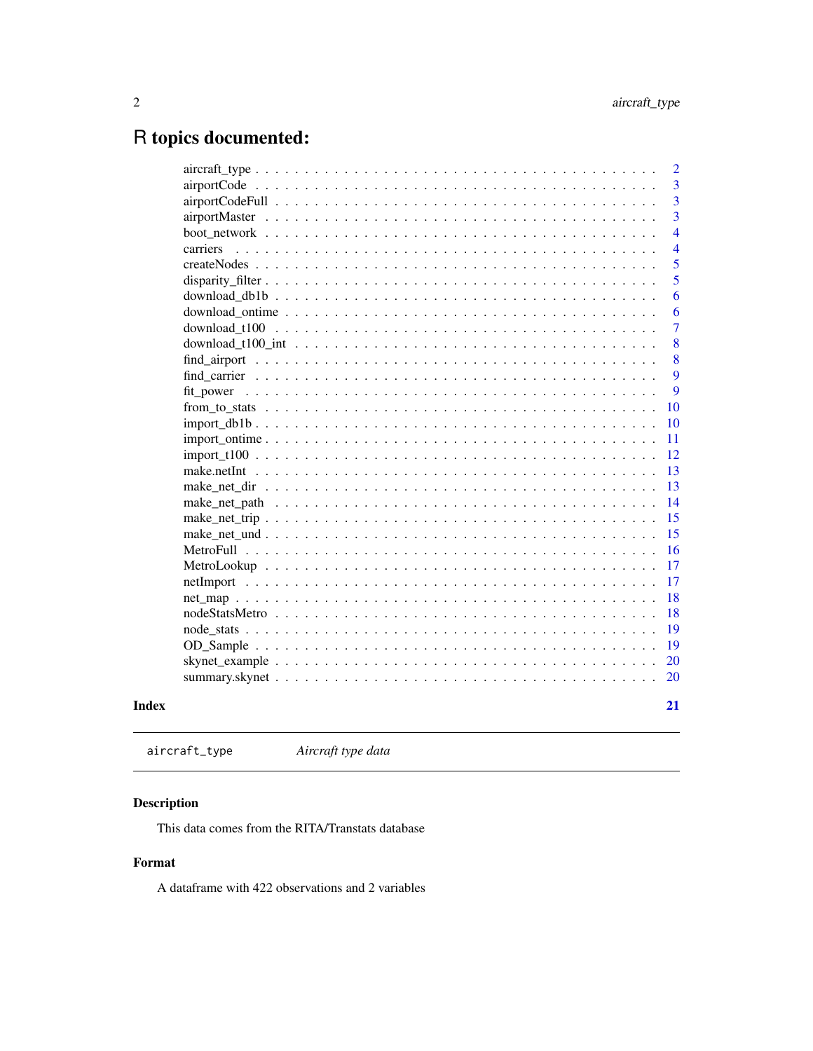# R topics documented:

| | |
|---|---|
| aircraft_type | 2 |
| airportCode | 3 |
| airportCodeFull | 3 |
| airportMaster | 3 |
| boot_network | 4 |
| carriers | 4 |
| createNodes | 5 |
| disparity_filter | 5 |
| download_db1b | 6 |
| download_ontime | 6 |
| download_t100 | 7 |
| download_t100_int | 8 |
| find_airport | 8 |
| find_carrier | 9 |
| fit_power | 9 |
| from_to_stats | 10 |
| import_db1b | 10 |
| import_ontime | 11 |
| import_t100 | 12 |
| make.netInt | 13 |
| make_net_dir | 13 |
| make_net_path | 14 |
| make_net_trip | 15 |
| make_net_und | 15 |
| MetroFull | 16 |
| MetroLookup | 17 |
| netImport | 17 |
| net_map | 18 |
| nodeStatsMetro | 18 |
| node_stats | 19 |
| OD_Sample | 19 |
| skynet_example | 20 |
| summary.skynet | 20 |

**Index** **21**

---

`aircraft_type` *Aircraft type data*

---

## Description

This data comes from the RITA/Transtats database

## Format

A dataframe with 422 observations and 2 variables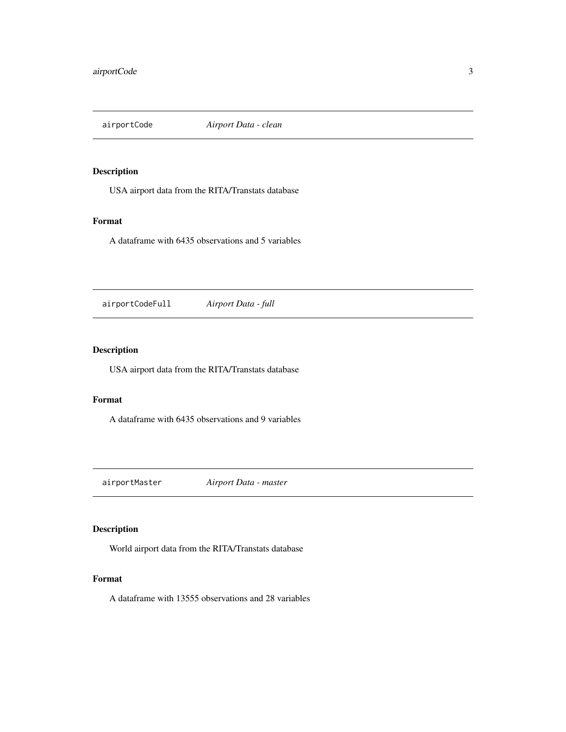## airportCode — *Airport Data - clean*

### Description

USA airport data from the RITA/Transtats database

### Format

A dataframe with 6435 observations and 5 variables

## airportCodeFull — *Airport Data - full*

### Description

USA airport data from the RITA/Transtats database

### Format

A dataframe with 6435 observations and 9 variables

## airportMaster — *Airport Data - master*

### Description

World airport data from the RITA/Transtats database

### Format

A dataframe with 13555 observations and 28 variables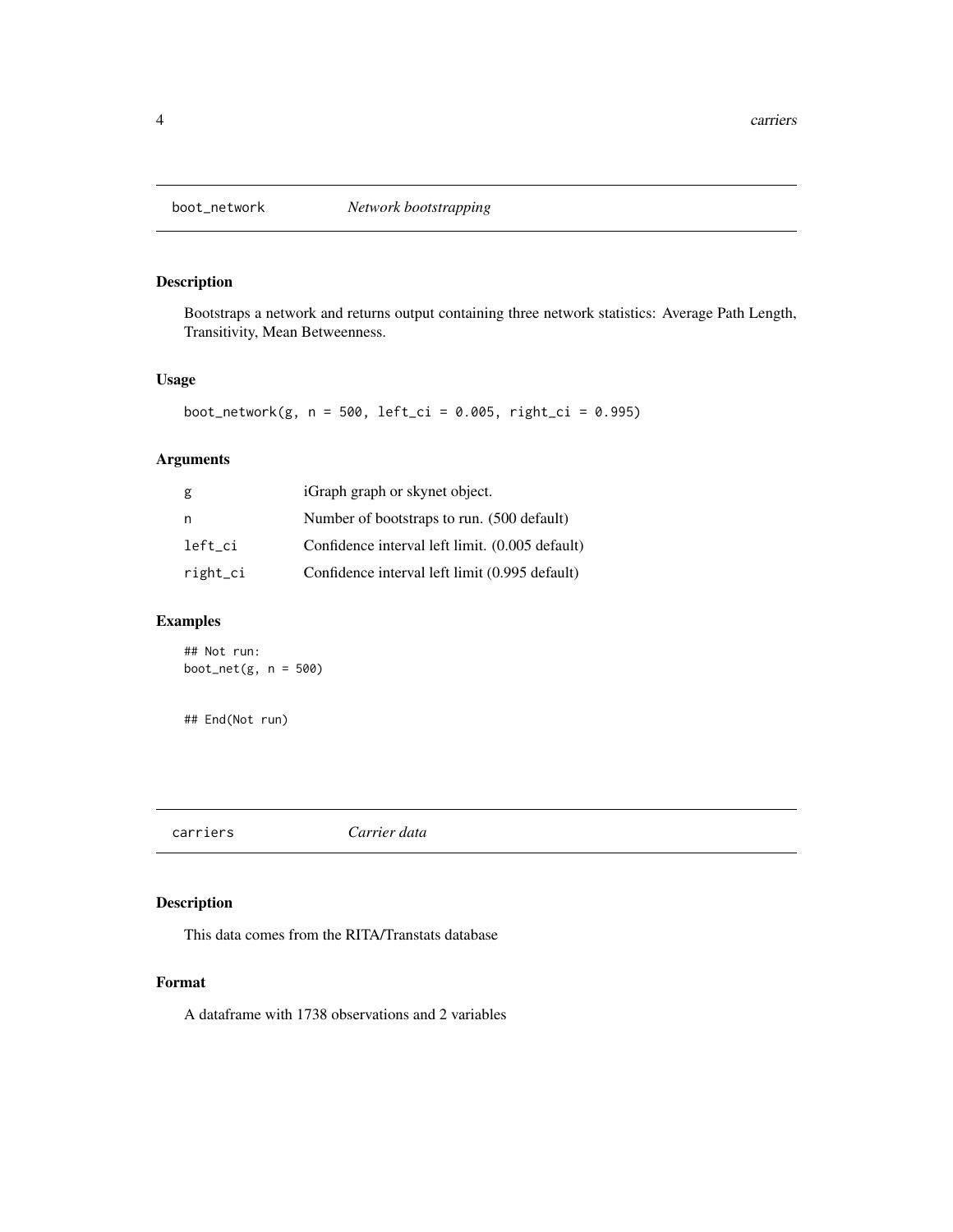## boot_network *Network bootstrapping*

### Description

Bootstraps a network and returns output containing three network statistics: Average Path Length, Transitivity, Mean Betweenness.

### Usage

```
boot_network(g, n = 500, left_ci = 0.005, right_ci = 0.995)
```

### Arguments

| | |
|---|---|
| g | iGraph graph or skynet object. |
| n | Number of bootstraps to run. (500 default) |
| left_ci | Confidence interval left limit. (0.005 default) |
| right_ci | Confidence interval left limit (0.995 default) |

### Examples

```
## Not run:
boot_net(g, n = 500)


## End(Not run)
```

## carriers *Carrier data*

### Description

This data comes from the RITA/Transtats database

### Format

A dataframe with 1738 observations and 2 variables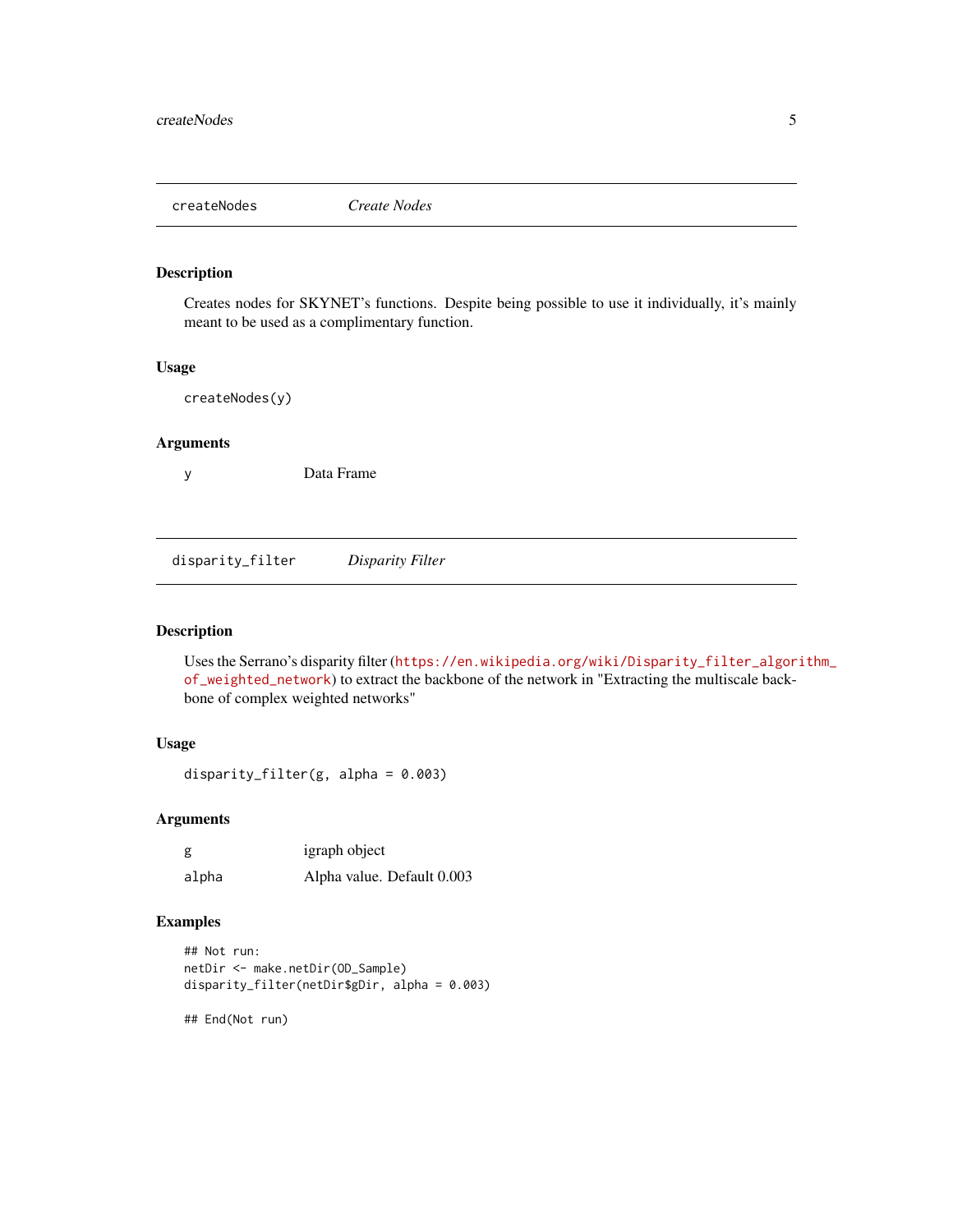## createNodes *Create Nodes*

### Description

Creates nodes for SKYNET's functions. Despite being possible to use it individually, it's mainly meant to be used as a complimentary function.

### Usage

```
createNodes(y)
```

### Arguments

| | |
|---|---|
| y | Data Frame |

## disparity_filter *Disparity Filter*

### Description

Uses the Serrano's disparity filter (https://en.wikipedia.org/wiki/Disparity_filter_algorithm_of_weighted_network) to extract the backbone of the network in "Extracting the multiscale backbone of complex weighted networks"

### Usage

```
disparity_filter(g, alpha = 0.003)
```

### Arguments

| | |
|---|---|
| g | igraph object |
| alpha | Alpha value. Default 0.003 |

### Examples

```
## Not run:
netDir <- make.netDir(OD_Sample)
disparity_filter(netDir$gDir, alpha = 0.003)

## End(Not run)
```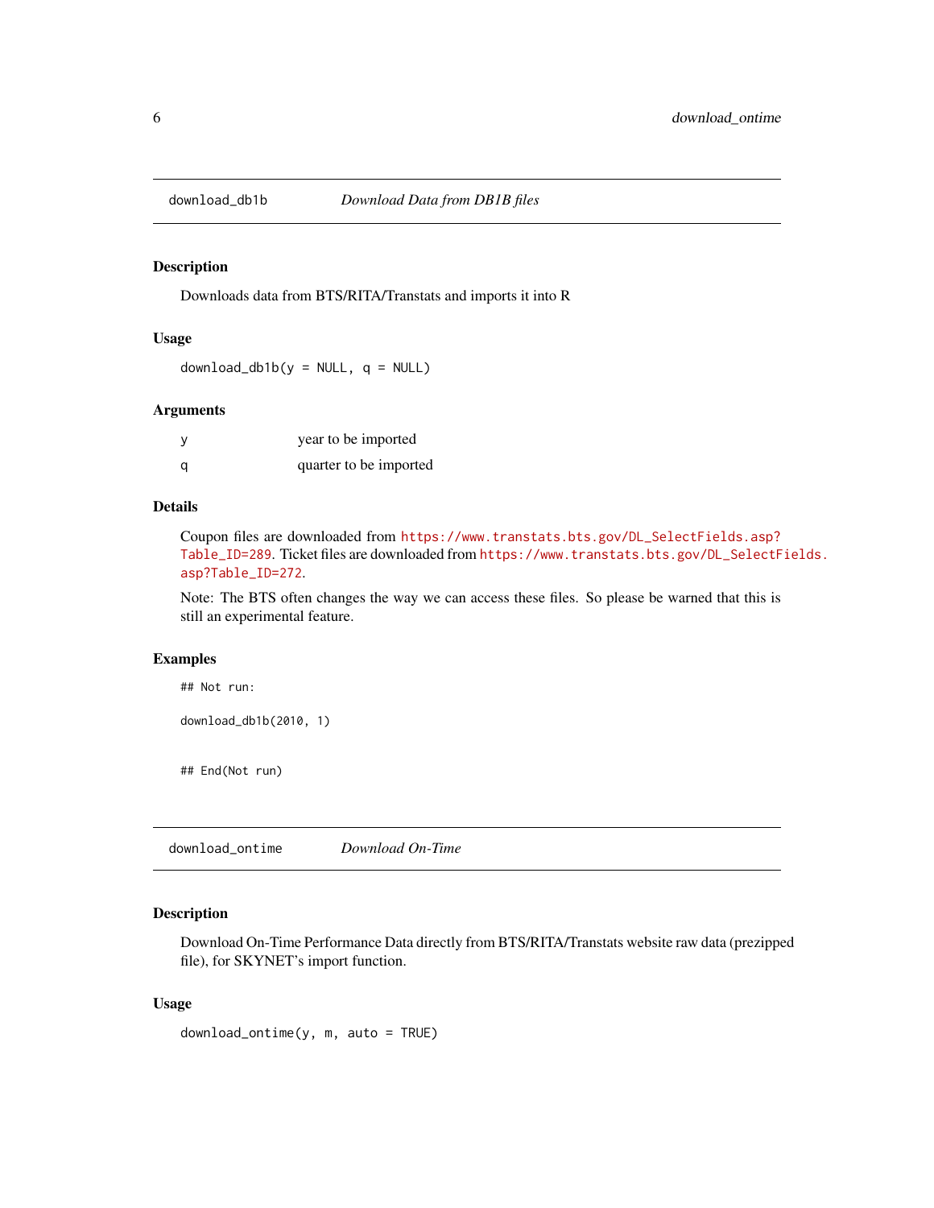## download_db1b — *Download Data from DB1B files*

### Description

Downloads data from BTS/RITA/Transtats and imports it into R

### Usage

```
download_db1b(y = NULL, q = NULL)
```

### Arguments

| | |
|---|---|
| y | year to be imported |
| q | quarter to be imported |

### Details

Coupon files are downloaded from https://www.transtats.bts.gov/DL_SelectFields.asp?Table_ID=289. Ticket files are downloaded from https://www.transtats.bts.gov/DL_SelectFields.asp?Table_ID=272.

Note: The BTS often changes the way we can access these files. So please be warned that this is still an experimental feature.

### Examples

```
## Not run:

download_db1b(2010, 1)


## End(Not run)
```

## download_ontime — *Download On-Time*

### Description

Download On-Time Performance Data directly from BTS/RITA/Transtats website raw data (prezipped file), for SKYNET's import function.

### Usage

```
download_ontime(y, m, auto = TRUE)
```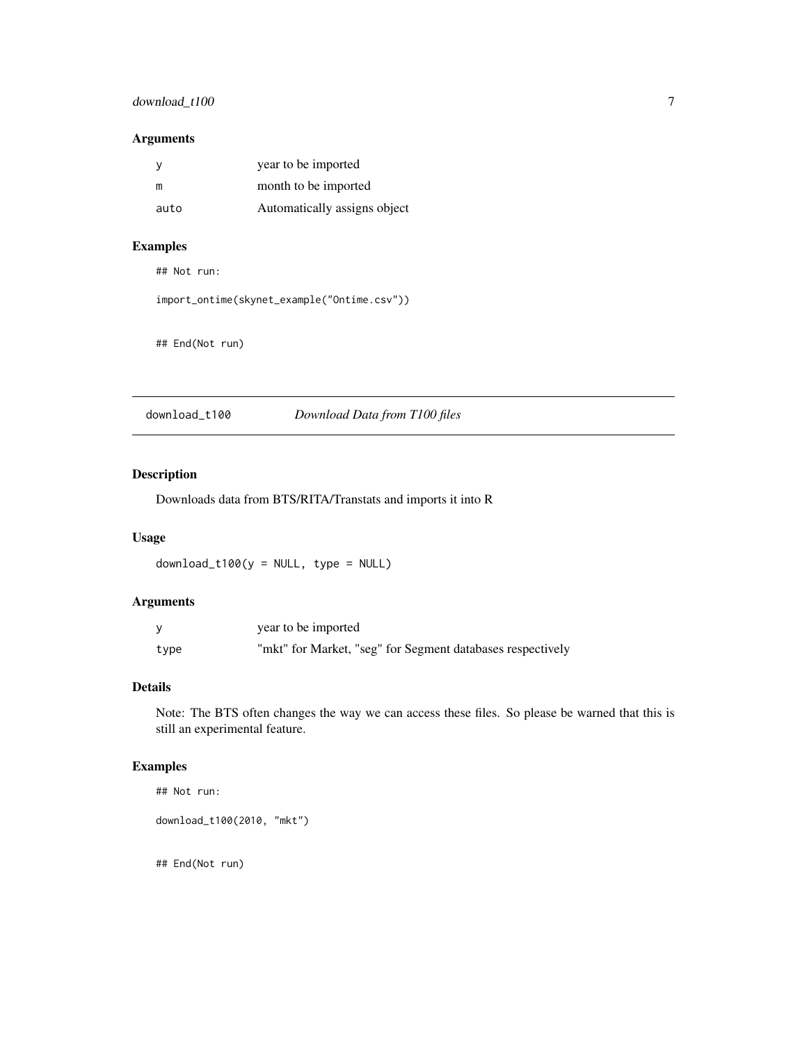### Arguments

| | |
|---|---|
| y | year to be imported |
| m | month to be imported |
| auto | Automatically assigns object |

### Examples

```
## Not run:

import_ontime(skynet_example("Ontime.csv"))


## End(Not run)
```

---

## download_t100 &nbsp;&nbsp;&nbsp; *Download Data from T100 files*

---

### Description

Downloads data from BTS/RITA/Transtats and imports it into R

### Usage

```
download_t100(y = NULL, type = NULL)
```

### Arguments

| | |
|---|---|
| y | year to be imported |
| type | "mkt" for Market, "seg" for Segment databases respectively |

### Details

Note: The BTS often changes the way we can access these files. So please be warned that this is still an experimental feature.

### Examples

```
## Not run:

download_t100(2010, "mkt")


## End(Not run)
```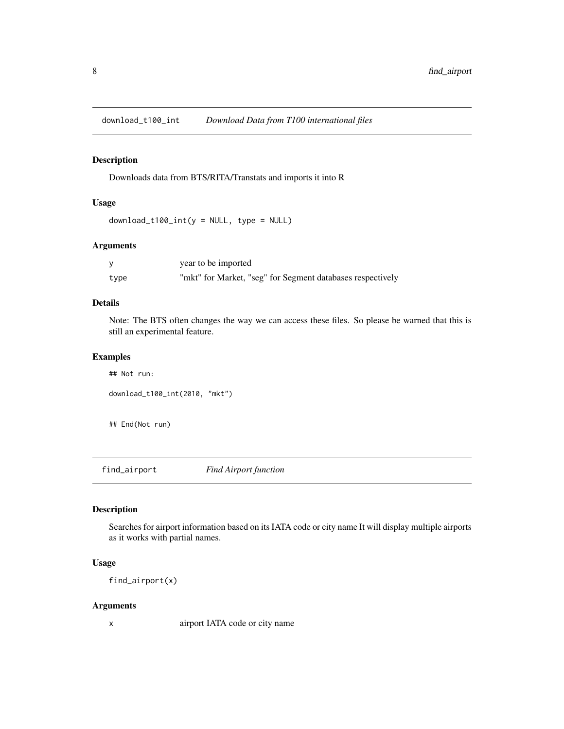## download_t100_int *Download Data from T100 international files*

### Description

Downloads data from BTS/RITA/Transtats and imports it into R

### Usage

```
download_t100_int(y = NULL, type = NULL)
```

### Arguments

| | |
|---|---|
| y | year to be imported |
| type | "mkt" for Market, "seg" for Segment databases respectively |

### Details

Note: The BTS often changes the way we can access these files. So please be warned that this is still an experimental feature.

### Examples

```
## Not run:

download_t100_int(2010, "mkt")


## End(Not run)
```

## find_airport *Find Airport function*

### Description

Searches for airport information based on its IATA code or city name It will display multiple airports as it works with partial names.

### Usage

```
find_airport(x)
```

### Arguments

| | |
|---|---|
| x | airport IATA code or city name |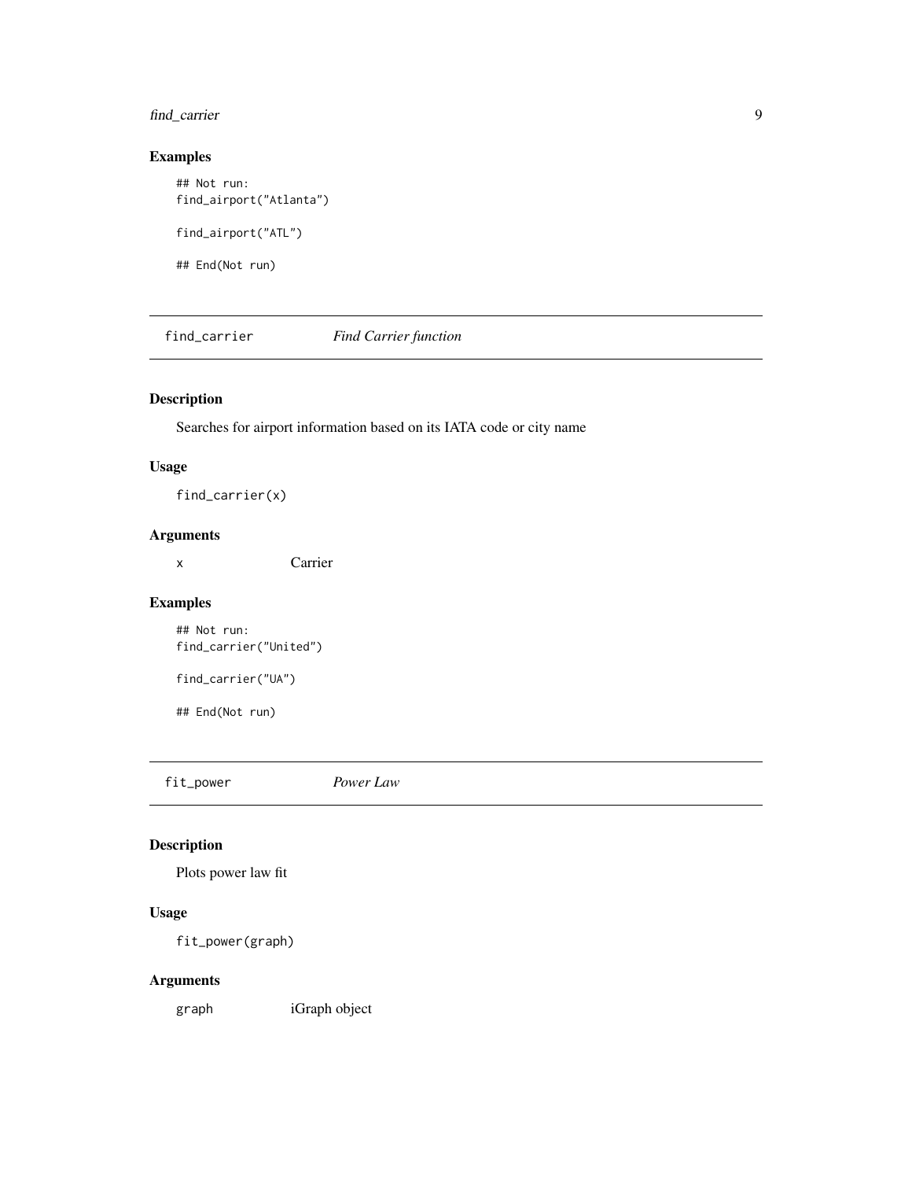### Examples

```
## Not run:
find_airport("Atlanta")

find_airport("ATL")

## End(Not run)
```

---

## find_carrier *Find Carrier function*

### Description

Searches for airport information based on its IATA code or city name

### Usage

```
find_carrier(x)
```

### Arguments

| | |
|---|---|
| x | Carrier |

### Examples

```
## Not run:
find_carrier("United")

find_carrier("UA")

## End(Not run)
```

---

## fit_power *Power Law*

### Description

Plots power law fit

### Usage

```
fit_power(graph)
```

### Arguments

| | |
|---|---|
| graph | iGraph object |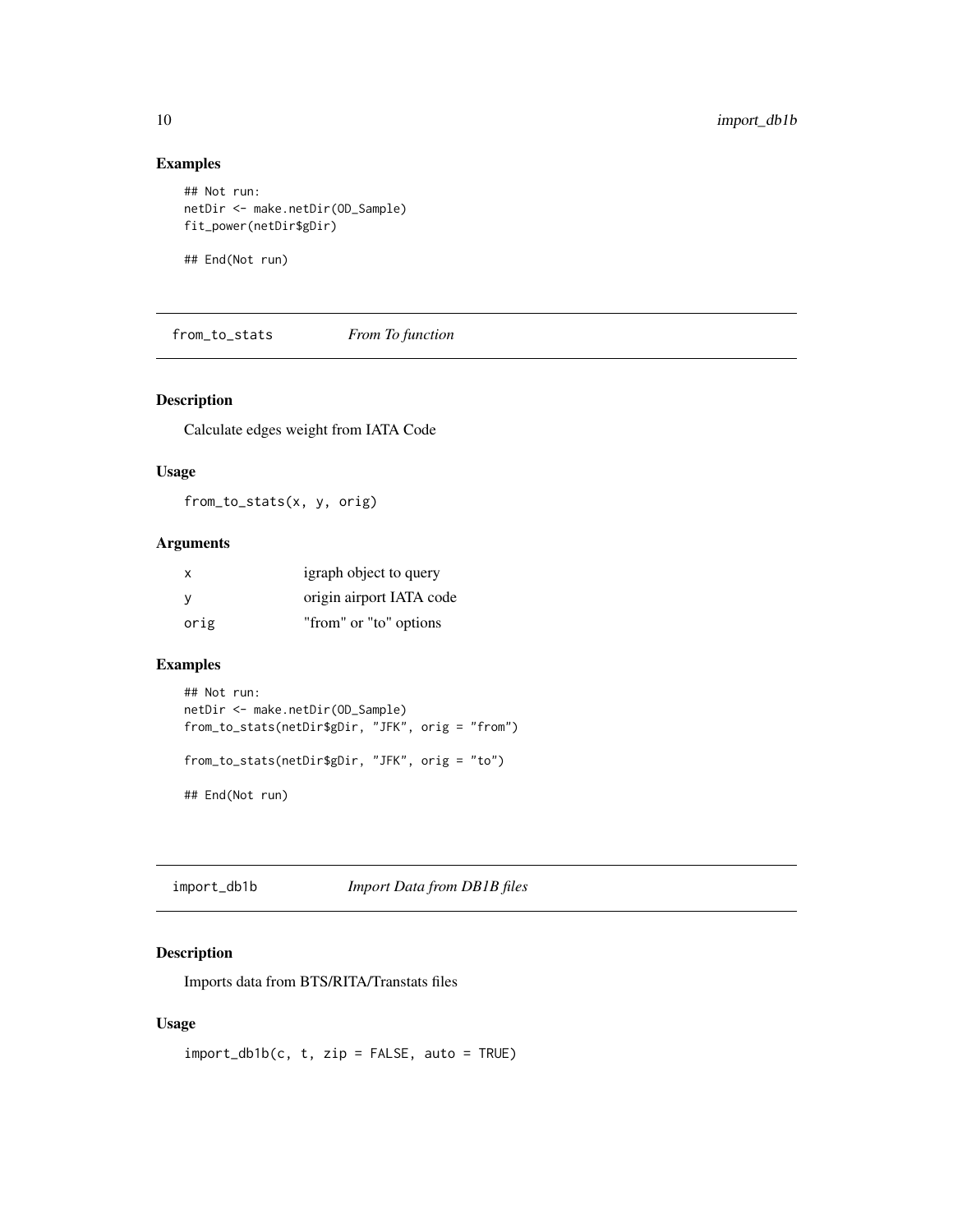### Examples

```
## Not run:
netDir <- make.netDir(OD_Sample)
fit_power(netDir$gDir)

## End(Not run)
```

## from_to_stats *From To function*

### Description

Calculate edges weight from IATA Code

### Usage

```
from_to_stats(x, y, orig)
```

### Arguments

| | |
|---|---|
| x | igraph object to query |
| y | origin airport IATA code |
| orig | "from" or "to" options |

### Examples

```
## Not run:
netDir <- make.netDir(OD_Sample)
from_to_stats(netDir$gDir, "JFK", orig = "from")

from_to_stats(netDir$gDir, "JFK", orig = "to")

## End(Not run)
```

## import_db1b *Import Data from DB1B files*

### Description

Imports data from BTS/RITA/Transtats files

### Usage

```
import_db1b(c, t, zip = FALSE, auto = TRUE)
```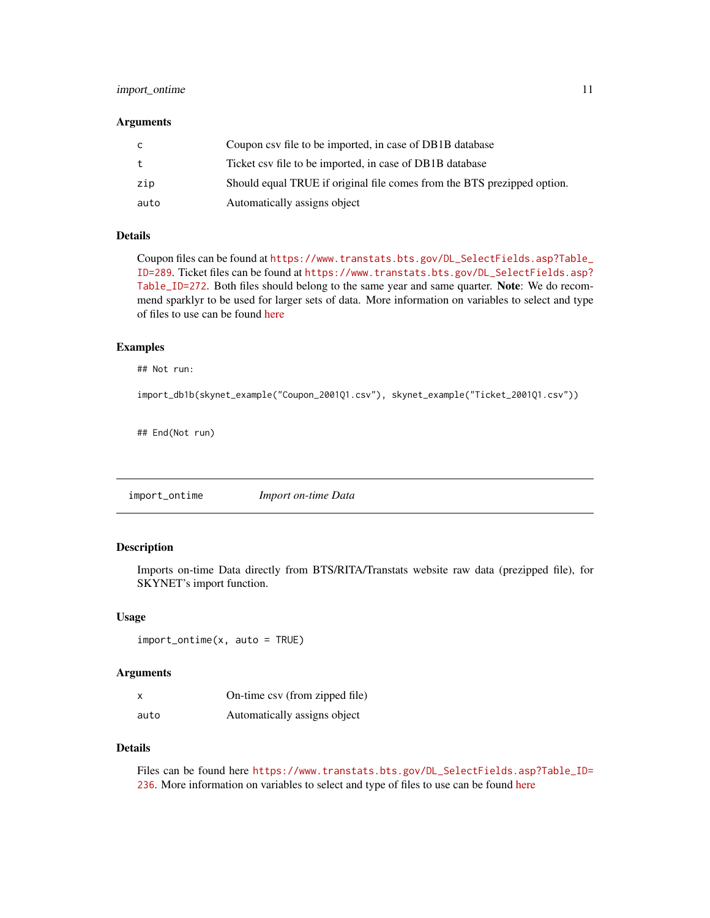### Arguments

| | |
|---|---|
| `c` | Coupon csv file to be imported, in case of DB1B database |
| `t` | Ticket csv file to be imported, in case of DB1B database |
| `zip` | Should equal TRUE if original file comes from the BTS prezipped option. |
| `auto` | Automatically assigns object |

### Details

Coupon files can be found at https://www.transtats.bts.gov/DL_SelectFields.asp?Table_ID=289. Ticket files can be found at https://www.transtats.bts.gov/DL_SelectFields.asp?Table_ID=272. Both files should belong to the same year and same quarter. **Note**: We do recommend sparklyr to be used for larger sets of data. More information on variables to select and type of files to use can be found here

### Examples

```
## Not run:

import_db1b(skynet_example("Coupon_2001Q1.csv"), skynet_example("Ticket_2001Q1.csv"))


## End(Not run)
```

---

## import_ontime — *Import on-time Data*

### Description

Imports on-time Data directly from BTS/RITA/Transtats website raw data (prezipped file), for SKYNET's import function.

### Usage

```
import_ontime(x, auto = TRUE)
```

### Arguments

| | |
|---|---|
| `x` | On-time csv (from zipped file) |
| `auto` | Automatically assigns object |

### Details

Files can be found here https://www.transtats.bts.gov/DL_SelectFields.asp?Table_ID=236. More information on variables to select and type of files to use can be found here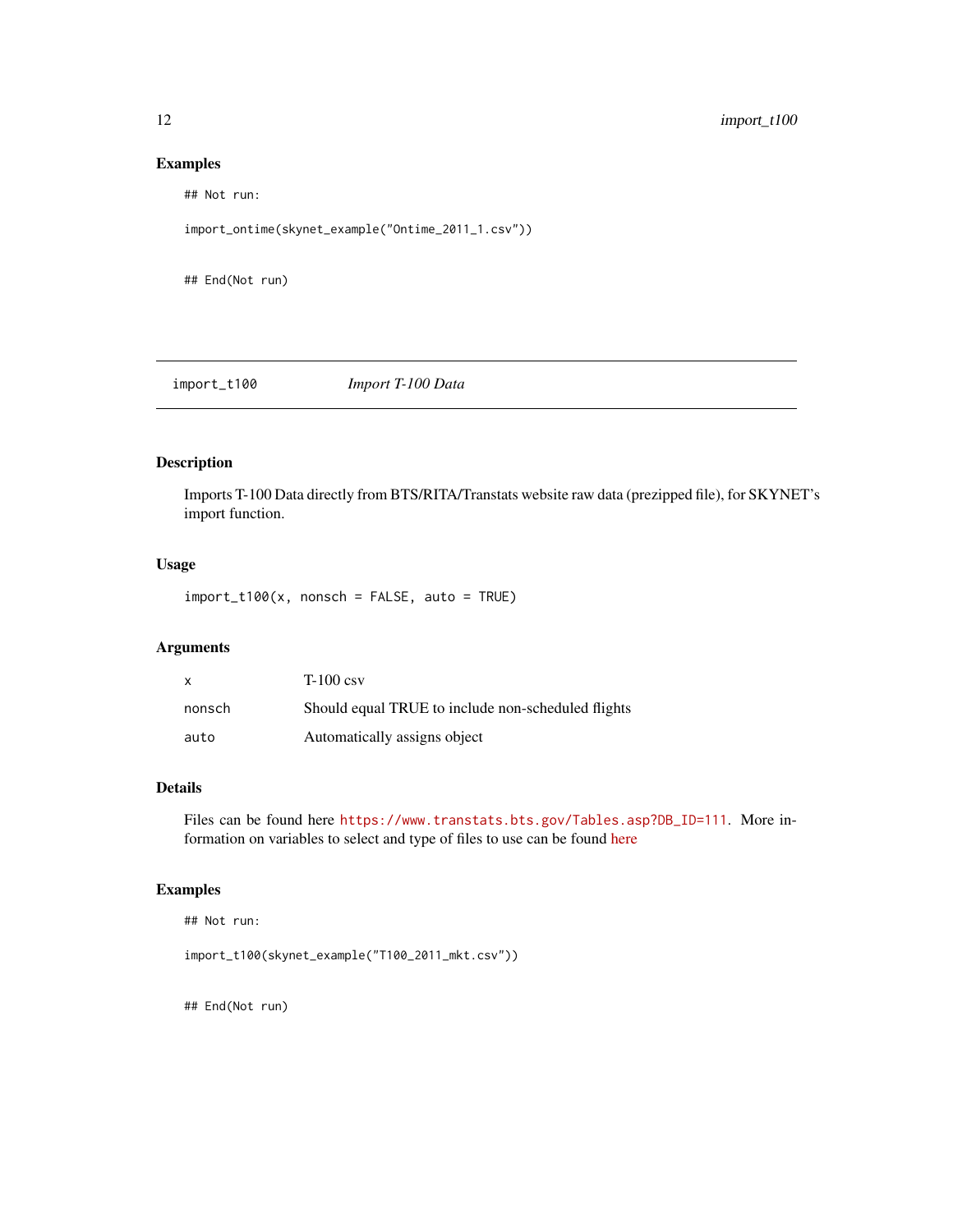### Examples

```
## Not run:

import_ontime(skynet_example("Ontime_2011_1.csv"))


## End(Not run)
```

---

## import_t100 — *Import T-100 Data*

### Description

Imports T-100 Data directly from BTS/RITA/Transtats website raw data (prezipped file), for SKYNET's import function.

### Usage

```
import_t100(x, nonsch = FALSE, auto = TRUE)
```

### Arguments

| | |
|---|---|
| x | T-100 csv |
| nonsch | Should equal TRUE to include non-scheduled flights |
| auto | Automatically assigns object |

### Details

Files can be found here https://www.transtats.bts.gov/Tables.asp?DB_ID=111. More information on variables to select and type of files to use can be found here

### Examples

```
## Not run:

import_t100(skynet_example("T100_2011_mkt.csv"))


## End(Not run)
```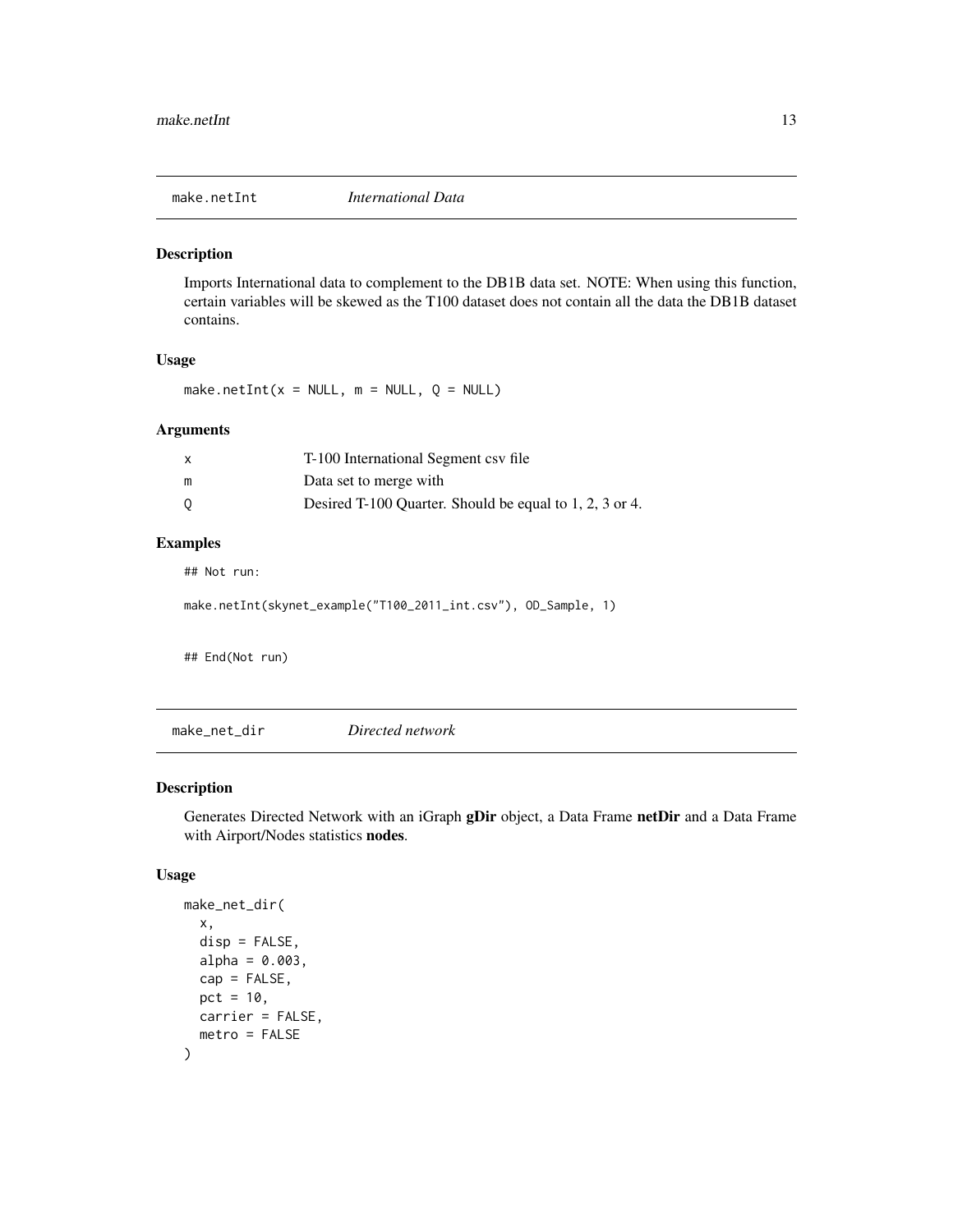## make.netInt *International Data*

### Description

Imports International data to complement to the DB1B data set. NOTE: When using this function, certain variables will be skewed as the T100 dataset does not contain all the data the DB1B dataset contains.

### Usage

```
make.netInt(x = NULL, m = NULL, Q = NULL)
```

### Arguments

| | |
|---|---|
| x | T-100 International Segment csv file |
| m | Data set to merge with |
| Q | Desired T-100 Quarter. Should be equal to 1, 2, 3 or 4. |

### Examples

```
## Not run:

make.netInt(skynet_example("T100_2011_int.csv"), OD_Sample, 1)


## End(Not run)
```

## make_net_dir *Directed network*

### Description

Generates Directed Network with an iGraph **gDir** object, a Data Frame **netDir** and a Data Frame with Airport/Nodes statistics **nodes**.

### Usage

```
make_net_dir(
  x,
  disp = FALSE,
  alpha = 0.003,
  cap = FALSE,
  pct = 10,
  carrier = FALSE,
  metro = FALSE
)
```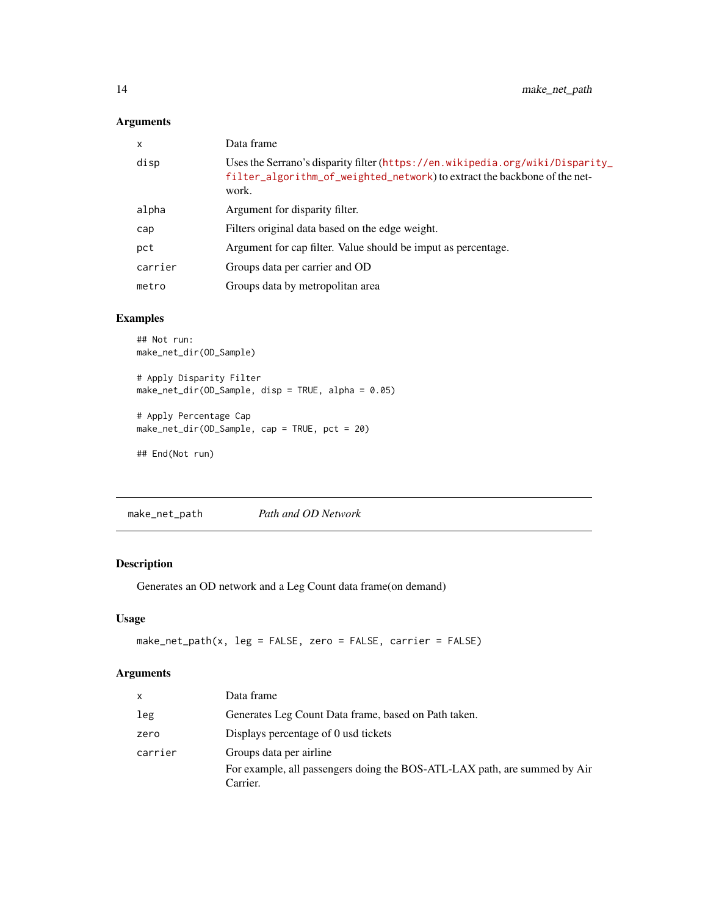### Arguments

| | |
|---|---|
| x | Data frame |
| disp | Uses the Serrano's disparity filter (https://en.wikipedia.org/wiki/Disparity_filter_algorithm_of_weighted_network) to extract the backbone of the network. |
| alpha | Argument for disparity filter. |
| cap | Filters original data based on the edge weight. |
| pct | Argument for cap filter. Value should be imput as percentage. |
| carrier | Groups data per carrier and OD |
| metro | Groups data by metropolitan area |

### Examples

```
## Not run:
make_net_dir(OD_Sample)

# Apply Disparity Filter
make_net_dir(OD_Sample, disp = TRUE, alpha = 0.05)

# Apply Percentage Cap
make_net_dir(OD_Sample, cap = TRUE, pct = 20)

## End(Not run)
```

---

## make_net_path    *Path and OD Network*

---

### Description

Generates an OD network and a Leg Count data frame(on demand)

### Usage

```
make_net_path(x, leg = FALSE, zero = FALSE, carrier = FALSE)
```

### Arguments

| | |
|---|---|
| x | Data frame |
| leg | Generates Leg Count Data frame, based on Path taken. |
| zero | Displays percentage of 0 usd tickets |
| carrier | Groups data per airline<br>For example, all passengers doing the BOS-ATL-LAX path, are summed by Air Carrier. |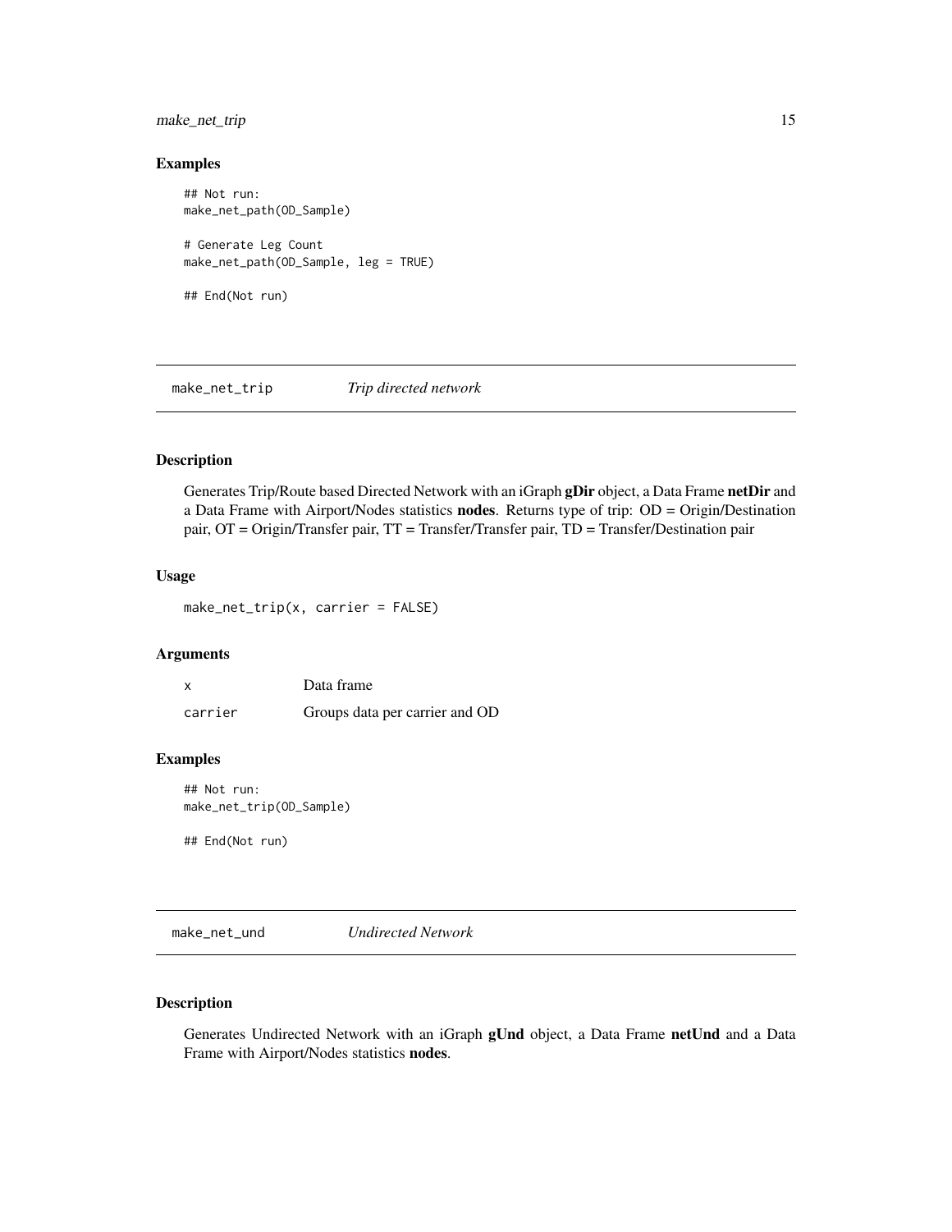### Examples

```
## Not run:
make_net_path(OD_Sample)

# Generate Leg Count
make_net_path(OD_Sample, leg = TRUE)

## End(Not run)
```

## make_net_trip *Trip directed network*

### Description

Generates Trip/Route based Directed Network with an iGraph **gDir** object, a Data Frame **netDir** and a Data Frame with Airport/Nodes statistics **nodes**. Returns type of trip: OD = Origin/Destination pair, OT = Origin/Transfer pair, TT = Transfer/Transfer pair, TD = Transfer/Destination pair

### Usage

```
make_net_trip(x, carrier = FALSE)
```

### Arguments

| | |
|---|---|
| x | Data frame |
| carrier | Groups data per carrier and OD |

### Examples

```
## Not run:
make_net_trip(OD_Sample)

## End(Not run)
```

## make_net_und *Undirected Network*

### Description

Generates Undirected Network with an iGraph **gUnd** object, a Data Frame **netUnd** and a Data Frame with Airport/Nodes statistics **nodes**.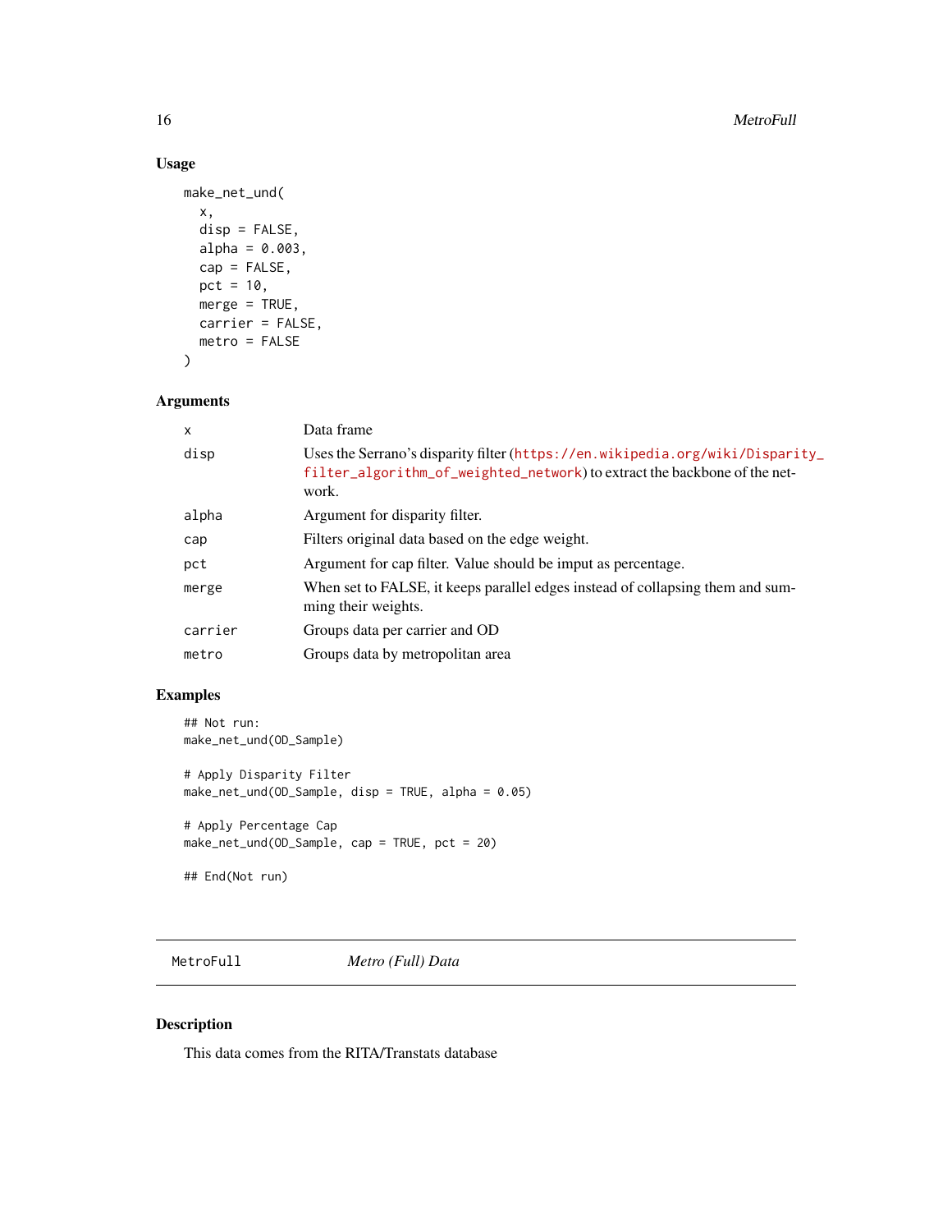### Usage

```
make_net_und(
  x,
  disp = FALSE,
  alpha = 0.003,
  cap = FALSE,
  pct = 10,
  merge = TRUE,
  carrier = FALSE,
  metro = FALSE
)
```

### Arguments

| | |
|---|---|
| x | Data frame |
| disp | Uses the Serrano's disparity filter (https://en.wikipedia.org/wiki/Disparity_filter_algorithm_of_weighted_network) to extract the backbone of the network. |
| alpha | Argument for disparity filter. |
| cap | Filters original data based on the edge weight. |
| pct | Argument for cap filter. Value should be imput as percentage. |
| merge | When set to FALSE, it keeps parallel edges instead of collapsing them and summing their weights. |
| carrier | Groups data per carrier and OD |
| metro | Groups data by metropolitan area |

### Examples

```
## Not run:
make_net_und(OD_Sample)

# Apply Disparity Filter
make_net_und(OD_Sample, disp = TRUE, alpha = 0.05)

# Apply Percentage Cap
make_net_und(OD_Sample, cap = TRUE, pct = 20)

## End(Not run)
```

---

## MetroFull — *Metro (Full) Data*

### Description

This data comes from the RITA/Transtats database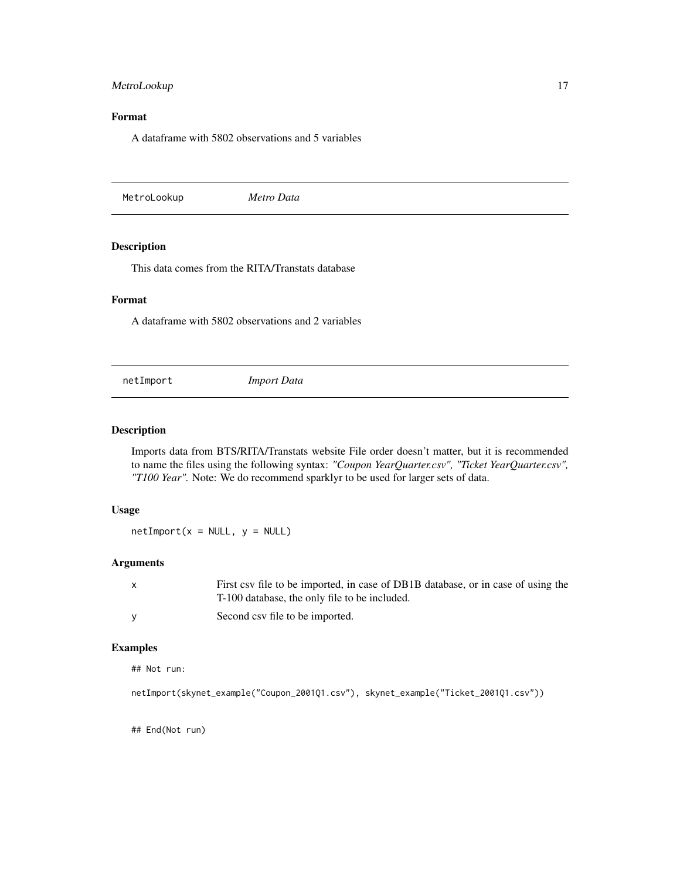## Format

A dataframe with 5802 observations and 5 variables

## MetroLookup *Metro Data*

### Description

This data comes from the RITA/Transtats database

### Format

A dataframe with 5802 observations and 2 variables

## netImport *Import Data*

### Description

Imports data from BTS/RITA/Transtats website File order doesn't matter, but it is recommended to name the files using the following syntax: *"Coupon YearQuarter.csv", "Ticket YearQuarter.csv", "T100 Year".* Note: We do recommend sparklyr to be used for larger sets of data.

### Usage

```
netImport(x = NULL, y = NULL)
```

### Arguments

| | |
|---|---|
| x | First csv file to be imported, in case of DB1B database, or in case of using the T-100 database, the only file to be included. |
| y | Second csv file to be imported. |

### Examples

```
## Not run:

netImport(skynet_example("Coupon_2001Q1.csv"), skynet_example("Ticket_2001Q1.csv"))


## End(Not run)
```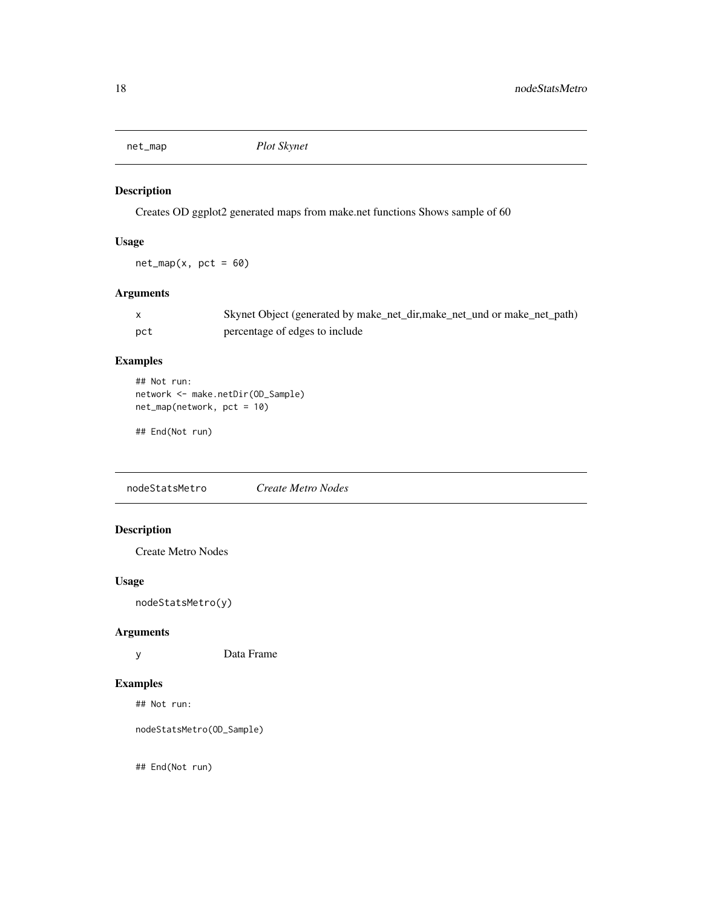## net_map — *Plot Skynet*

### Description

Creates OD ggplot2 generated maps from make.net functions Shows sample of 60

### Usage

```
net_map(x, pct = 60)
```

### Arguments

| | |
|---|---|
| x | Skynet Object (generated by make_net_dir,make_net_und or make_net_path) |
| pct | percentage of edges to include |

### Examples

```
## Not run:
network <- make.netDir(OD_Sample)
net_map(network, pct = 10)

## End(Not run)
```

## nodeStatsMetro — *Create Metro Nodes*

### Description

Create Metro Nodes

### Usage

```
nodeStatsMetro(y)
```

### Arguments

| | |
|---|---|
| y | Data Frame |

### Examples

```
## Not run:

nodeStatsMetro(OD_Sample)


## End(Not run)
```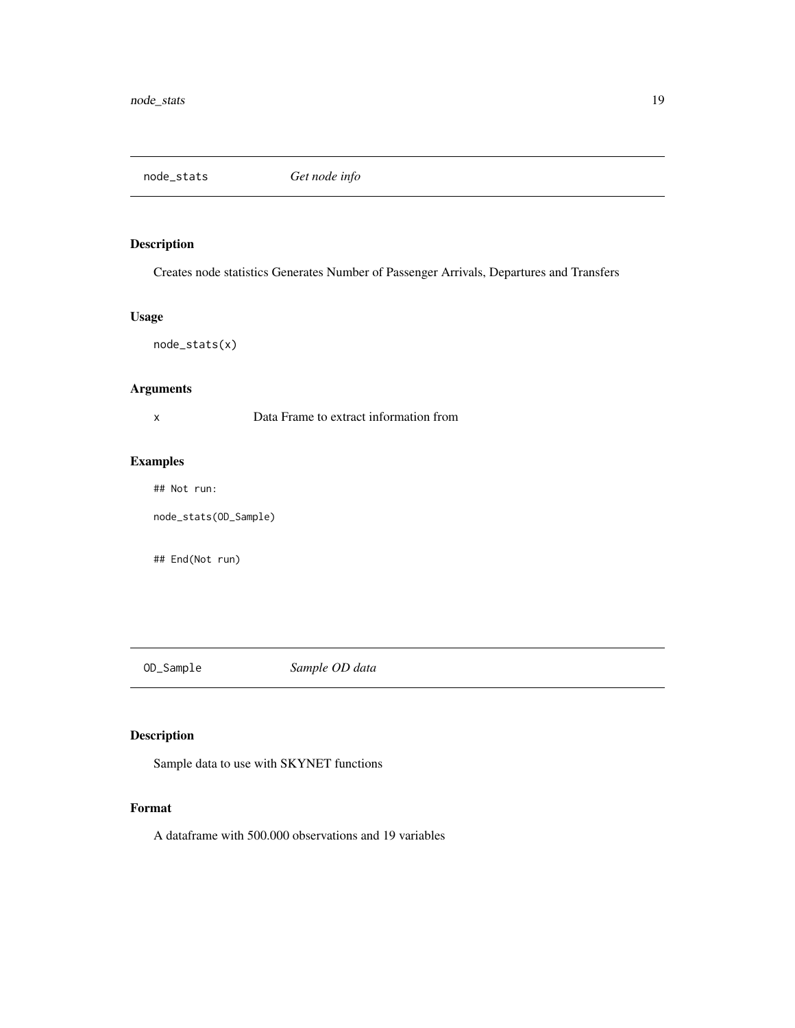## node_stats *Get node info*

### Description

Creates node statistics Generates Number of Passenger Arrivals, Departures and Transfers

### Usage

```
node_stats(x)
```

### Arguments

| | |
|---|---|
| x | Data Frame to extract information from |

### Examples

```
## Not run:

node_stats(OD_Sample)


## End(Not run)
```

## OD_Sample *Sample OD data*

### Description

Sample data to use with SKYNET functions

### Format

A dataframe with 500.000 observations and 19 variables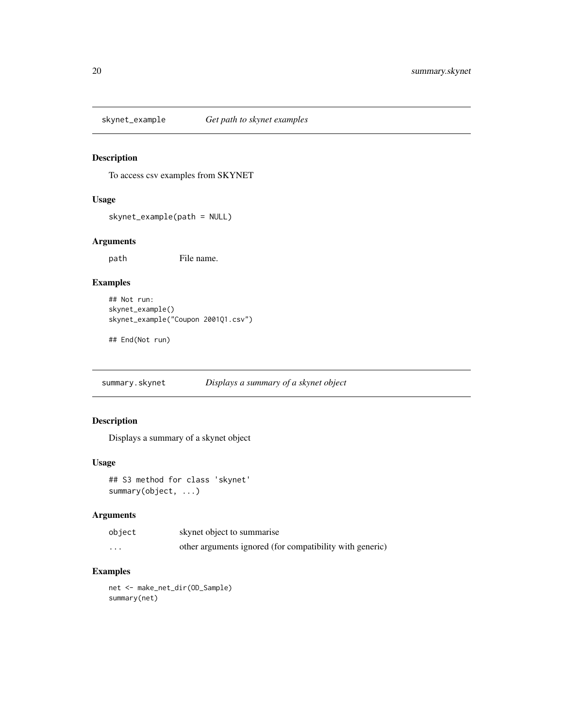## skynet_example *Get path to skynet examples*

### Description

To access csv examples from SKYNET

### Usage

```
skynet_example(path = NULL)
```

### Arguments

| | |
|---|---|
| path | File name. |

### Examples

```
## Not run:
skynet_example()
skynet_example("Coupon 2001Q1.csv")

## End(Not run)
```

## summary.skynet *Displays a summary of a skynet object*

### Description

Displays a summary of a skynet object

### Usage

```
## S3 method for class 'skynet'
summary(object, ...)
```

### Arguments

| | |
|---|---|
| object | skynet object to summarise |
| ... | other arguments ignored (for compatibility with generic) |

### Examples

```
net <- make_net_dir(OD_Sample)
summary(net)
```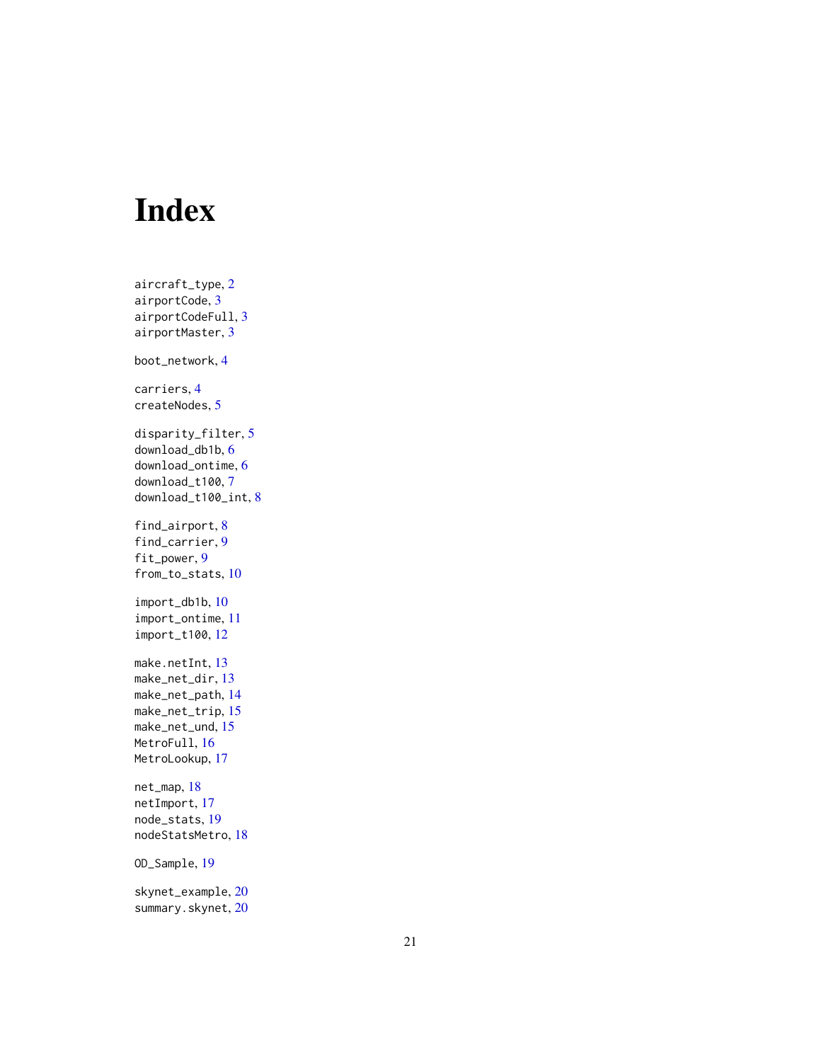# Index

aircraft_type, 2
airportCode, 3
airportCodeFull, 3
airportMaster, 3

boot_network, 4

carriers, 4
createNodes, 5

disparity_filter, 5
download_db1b, 6
download_ontime, 6
download_t100, 7
download_t100_int, 8

find_airport, 8
find_carrier, 9
fit_power, 9
from_to_stats, 10

import_db1b, 10
import_ontime, 11
import_t100, 12

make.netInt, 13
make_net_dir, 13
make_net_path, 14
make_net_trip, 15
make_net_und, 15
MetroFull, 16
MetroLookup, 17

net_map, 18
netImport, 17
node_stats, 19
nodeStatsMetro, 18

OD_Sample, 19

skynet_example, 20
summary.skynet, 20